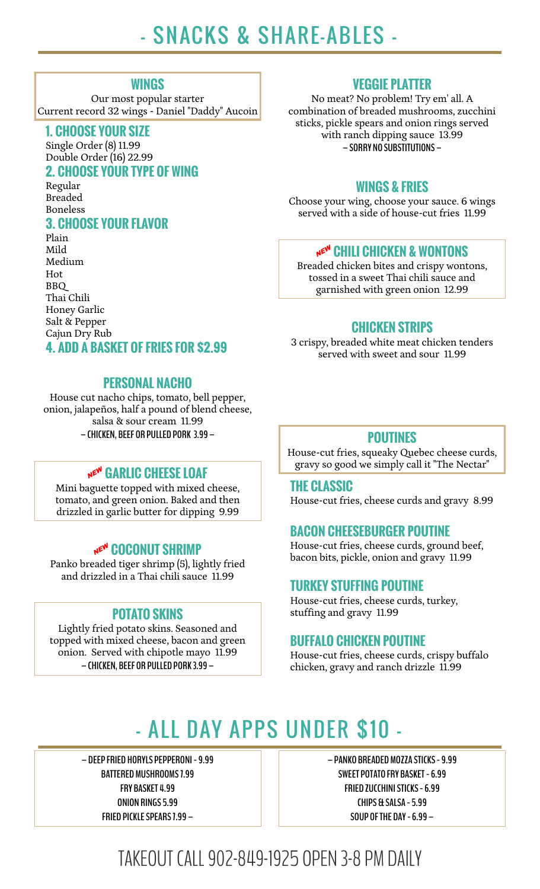# - SNACKS & SHARE-ABLES -

## WINGS

Our most popular starter
Current record 32 wings - Daniel "Daddy" Aucoin

### 1. CHOOSE YOUR SIZE

Single Order (8) 11.99
Double Order (16) 22.99

### 2. CHOOSE YOUR TYPE OF WING

Regular
Breaded
Boneless

### 3. CHOOSE YOUR FLAVOR

Plain
Mild
Medium
Hot
BBQ
Thai Chili
Honey Garlic
Salt & Pepper
Cajun Dry Rub

### 4. ADD A BASKET OF FRIES FOR $2.99

## PERSONAL NACHO

House cut nacho chips, tomato, bell pepper, onion, jalapeños, half a pound of blend cheese, salsa & sour cream 11.99

– CHICKEN, BEEF OR PULLED PORK 3.99 –

## NEW GARLIC CHEESE LOAF

Mini baguette topped with mixed cheese, tomato, and green onion. Baked and then drizzled in garlic butter for dipping 9.99

## NEW COCONUT SHRIMP

Panko breaded tiger shrimp (5), lightly fried and drizzled in a Thai chili sauce 11.99

## POTATO SKINS

Lightly fried potato skins. Seasoned and topped with mixed cheese, bacon and green onion. Served with chipotle mayo 11.99

– CHICKEN, BEEF OR PULLED PORK 3.99 –

## VEGGIE PLATTER

No meat? No problem! Try em' all. A combination of breaded mushrooms, zucchini sticks, pickle spears and onion rings served with ranch dipping sauce 13.99

– SORRY NO SUBSTITUTIONS –

## WINGS & FRIES

Choose your wing, choose your sauce. 6 wings served with a side of house-cut fries 11.99

## NEW CHILI CHICKEN & WONTONS

Breaded chicken bites and crispy wontons, tossed in a sweet Thai chili sauce and garnished with green onion 12.99

## CHICKEN STRIPS

3 crispy, breaded white meat chicken tenders served with sweet and sour 11.99

## POUTINES

House-cut fries, squeaky Quebec cheese curds, gravy so good we simply call it "The Nectar"

### THE CLASSIC

House-cut fries, cheese curds and gravy 8.99

### BACON CHEESEBURGER POUTINE

House-cut fries, cheese curds, ground beef, bacon bits, pickle, onion and gravy 11.99

### TURKEY STUFFING POUTINE

House-cut fries, cheese curds, turkey, stuffing and gravy 11.99

### BUFFALO CHICKEN POUTINE

House-cut fries, cheese curds, crispy buffalo chicken, gravy and ranch drizzle 11.99

# - ALL DAY APPS UNDER $10 -

– DEEP FRIED HORYLS PEPPERONI - 9.99
BATTERED MUSHROOMS 7.99
FRY BASKET 4.99
ONION RINGS 5.99
FRIED PICKLE SPEARS 7.99 –

– PANKO BREADED MOZZA STICKS - 9.99
SWEET POTATO FRY BASKET - 6.99
FRIED ZUCCHINI STICKS - 6.99
CHIPS & SALSA - 5.99
SOUP OF THE DAY - 6.99 –

TAKEOUT CALL 902-849-1925 OPEN 3-8 PM DAILY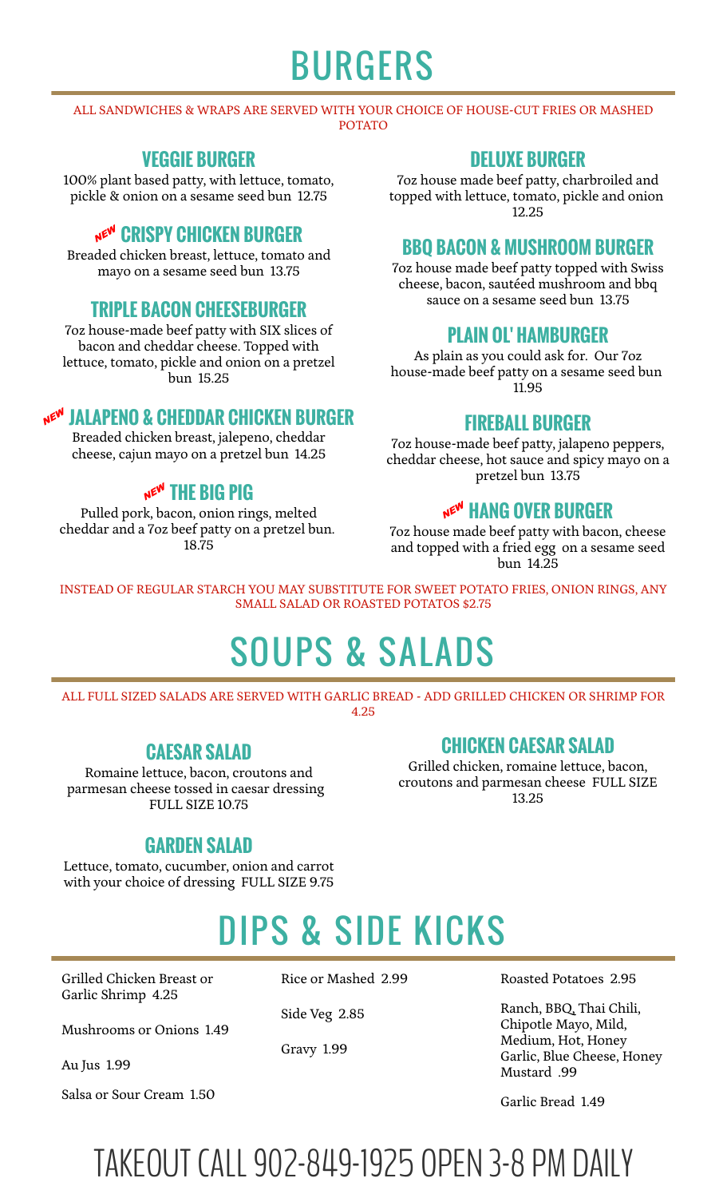# BURGERS

ALL SANDWICHES & WRAPS ARE SERVED WITH YOUR CHOICE OF HOUSE-CUT FRIES OR MASHED POTATO

### VEGGIE BURGER

100% plant based patty, with lettuce, tomato, pickle & onion on a sesame seed bun 12.75

### NEW CRISPY CHICKEN BURGER

Breaded chicken breast, lettuce, tomato and mayo on a sesame seed bun 13.75

### TRIPLE BACON CHEESEBURGER

7oz house-made beef patty with SIX slices of bacon and cheddar cheese. Topped with lettuce, tomato, pickle and onion on a pretzel bun 15.25

### NEW JALAPENO & CHEDDAR CHICKEN BURGER

Breaded chicken breast, jalepeno, cheddar cheese, cajun mayo on a pretzel bun 14.25

### NEW THE BIG PIG

Pulled pork, bacon, onion rings, melted cheddar and a 7oz beef patty on a pretzel bun. 18.75

### DELUXE BURGER

7oz house made beef patty, charbroiled and topped with lettuce, tomato, pickle and onion 12.25

### BBQ BACON & MUSHROOM BURGER

7oz house made beef patty topped with Swiss cheese, bacon, sautéed mushroom and bbq sauce on a sesame seed bun 13.75

### PLAIN OL' HAMBURGER

As plain as you could ask for. Our 7oz house-made beef patty on a sesame seed bun 11.95

### FIREBALL BURGER

7oz house-made beef patty, jalapeno peppers, cheddar cheese, hot sauce and spicy mayo on a pretzel bun 13.75

### NEW HANG OVER BURGER

7oz house made beef patty with bacon, cheese and topped with a fried egg on a sesame seed bun 14.25

INSTEAD OF REGULAR STARCH YOU MAY SUBSTITUTE FOR SWEET POTATO FRIES, ONION RINGS, ANY SMALL SALAD OR ROASTED POTATOS $2.75

# SOUPS & SALADS

ALL FULL SIZED SALADS ARE SERVED WITH GARLIC BREAD - ADD GRILLED CHICKEN OR SHRIMP FOR 4.25

### CAESAR SALAD

Romaine lettuce, bacon, croutons and parmesan cheese tossed in caesar dressing FULL SIZE 10.75

### GARDEN SALAD

Lettuce, tomato, cucumber, onion and carrot with your choice of dressing FULL SIZE 9.75

### CHICKEN CAESAR SALAD

Grilled chicken, romaine lettuce, bacon, croutons and parmesan cheese FULL SIZE 13.25

# DIPS & SIDE KICKS

Grilled Chicken Breast or Garlic Shrimp 4.25

Mushrooms or Onions 1.49

Au Jus 1.99

Salsa or Sour Cream 1.50

Rice or Mashed 2.99

Side Veg 2.85

Gravy 1.99

Roasted Potatoes 2.95

Ranch, BBQ, Thai Chili, Chipotle Mayo, Mild, Medium, Hot, Honey Garlic, Blue Cheese, Honey Mustard .99

Garlic Bread 1.49

# TAKEOUT CALL 902-849-1925 OPEN 3-8 PM DAILY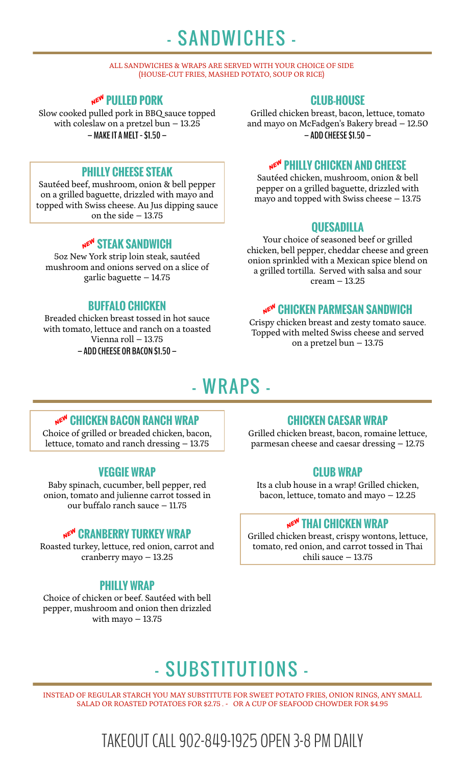# - SANDWICHES -

ALL SANDWICHES & WRAPS ARE SERVED WITH YOUR CHOICE OF SIDE
(HOUSE-CUT FRIES, MASHED POTATO, SOUP OR RICE)

### NEW PULLED PORK

Slow cooked pulled pork in BBQ sauce topped with coleslaw on a pretzel bun – 13.25

– MAKE IT A MELT - $1.50 –

### PHILLY CHEESE STEAK

Sautéed beef, mushroom, onion & bell pepper on a grilled baguette, drizzled with mayo and topped with Swiss cheese. Au Jus dipping sauce on the side – 13.75

### NEW STEAK SANDWICH

5oz New York strip loin steak, sautéed mushroom and onions served on a slice of garlic baguette – 14.75

### BUFFALO CHICKEN

Breaded chicken breast tossed in hot sauce with tomato, lettuce and ranch on a toasted Vienna roll – 13.75

– ADD CHEESE OR BACON $1.50 –

### CLUB-HOUSE

Grilled chicken breast, bacon, lettuce, tomato and mayo on McFadgen's Bakery bread – 12.50

– ADD CHEESE $1.50 –

### NEW PHILLY CHICKEN AND CHEESE

Sautéed chicken, mushroom, onion & bell pepper on a grilled baguette, drizzled with mayo and topped with Swiss cheese – 13.75

### QUESADILLA

Your choice of seasoned beef or grilled chicken, bell pepper, cheddar cheese and green onion sprinkled with a Mexican spice blend on a grilled tortilla. Served with salsa and sour cream – 13.25

### NEW CHICKEN PARMESAN SANDWICH

Crispy chicken breast and zesty tomato sauce. Topped with melted Swiss cheese and served on a pretzel bun – 13.75

# - WRAPS -

### NEW CHICKEN BACON RANCH WRAP

Choice of grilled or breaded chicken, bacon, lettuce, tomato and ranch dressing – 13.75

### VEGGIE WRAP

Baby spinach, cucumber, bell pepper, red onion, tomato and julienne carrot tossed in our buffalo ranch sauce – 11.75

### NEW CRANBERRY TURKEY WRAP

Roasted turkey, lettuce, red onion, carrot and cranberry mayo – 13.25

### PHILLY WRAP

Choice of chicken or beef. Sautéed with bell pepper, mushroom and onion then drizzled with mayo – 13.75

### CHICKEN CAESAR WRAP

Grilled chicken breast, bacon, romaine lettuce, parmesan cheese and caesar dressing – 12.75

### CLUB WRAP

Its a club house in a wrap! Grilled chicken, bacon, lettuce, tomato and mayo – 12.25

### NEW THAI CHICKEN WRAP

Grilled chicken breast, crispy wontons, lettuce, tomato, red onion, and carrot tossed in Thai chili sauce – 13.75

# - SUBSTITUTIONS -

INSTEAD OF REGULAR STARCH YOU MAY SUBSTITUTE FOR SWEET POTATO FRIES, ONION RINGS, ANY SMALL SALAD OR ROASTED POTATOES FOR $2.75 . - OR A CUP OF SEAFOOD CHOWDER FOR $4.95

TAKEOUT CALL 902-849-1925 OPEN 3-8 PM DAILY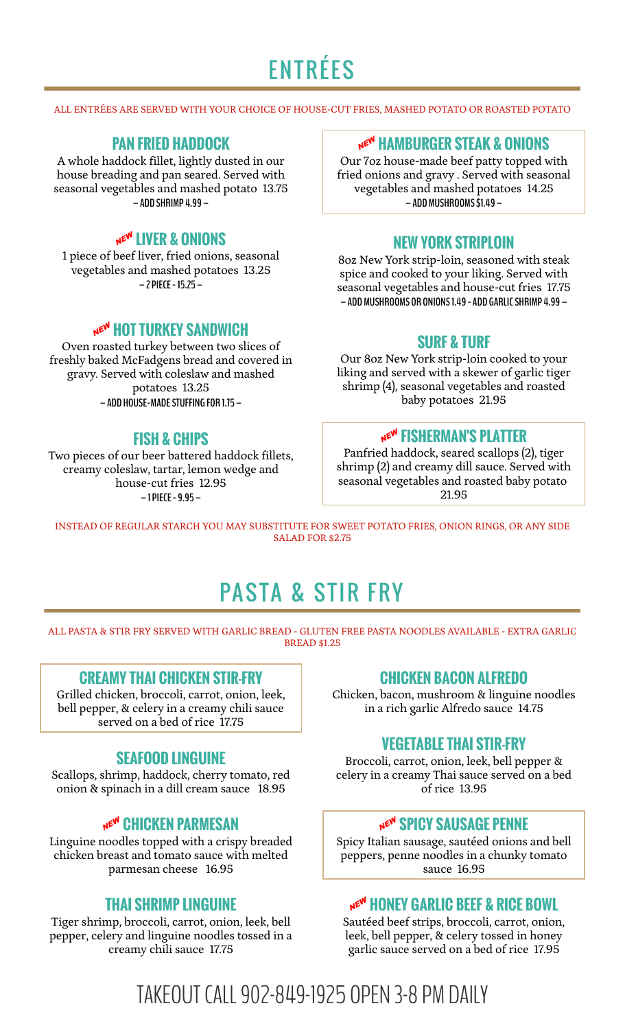# ENTRÉES

ALL ENTRÉES ARE SERVED WITH YOUR CHOICE OF HOUSE-CUT FRIES, MASHED POTATO OR ROASTED POTATO

### PAN FRIED HADDOCK

A whole haddock fillet, lightly dusted in our house breading and pan seared. Served with seasonal vegetables and mashed potato 13.75

– ADD SHRIMP 4.99 –

### NEW LIVER & ONIONS

1 piece of beef liver, fried onions, seasonal vegetables and mashed potatoes 13.25

– 2 PIECE - 15.25 –

### NEW HOT TURKEY SANDWICH

Oven roasted turkey between two slices of freshly baked McFadgens bread and covered in gravy. Served with coleslaw and mashed potatoes 13.25

– ADD HOUSE-MADE STUFFING FOR 1.75 –

### FISH & CHIPS

Two pieces of our beer battered haddock fillets, creamy coleslaw, tartar, lemon wedge and house-cut fries 12.95

– 1 PIECE - 9.95 –

### NEW HAMBURGER STEAK & ONIONS

Our 7oz house-made beef patty topped with fried onions and gravy . Served with seasonal vegetables and mashed potatoes 14.25

– ADD MUSHROOMS $1.49 –

### NEW YORK STRIPLOIN

8oz New York strip-loin, seasoned with steak spice and cooked to your liking. Served with seasonal vegetables and house-cut fries 17.75

– ADD MUSHROOMS OR ONIONS 1.49 - ADD GARLIC SHRIMP 4.99 –

### SURF & TURF

Our 8oz New York strip-loin cooked to your liking and served with a skewer of garlic tiger shrimp (4), seasonal vegetables and roasted baby potatoes 21.95

### NEW FISHERMAN'S PLATTER

Panfried haddock, seared scallops (2), tiger shrimp (2) and creamy dill sauce. Served with seasonal vegetables and roasted baby potato 21.95

INSTEAD OF REGULAR STARCH YOU MAY SUBSTITUTE FOR SWEET POTATO FRIES, ONION RINGS, OR ANY SIDE SALAD FOR $2.75

# PASTA & STIR FRY

ALL PASTA & STIR FRY SERVED WITH GARLIC BREAD - GLUTEN FREE PASTA NOODLES AVAILABLE - EXTRA GARLIC BREAD $1.25

### CREAMY THAI CHICKEN STIR-FRY

Grilled chicken, broccoli, carrot, onion, leek, bell pepper, & celery in a creamy chili sauce served on a bed of rice 17.75

### SEAFOOD LINGUINE

Scallops, shrimp, haddock, cherry tomato, red onion & spinach in a dill cream sauce 18.95

### NEW CHICKEN PARMESAN

Linguine noodles topped with a crispy breaded chicken breast and tomato sauce with melted parmesan cheese 16.95

### THAI SHRIMP LINGUINE

Tiger shrimp, broccoli, carrot, onion, leek, bell pepper, celery and linguine noodles tossed in a creamy chili sauce 17.75

### CHICKEN BACON ALFREDO

Chicken, bacon, mushroom & linguine noodles in a rich garlic Alfredo sauce 14.75

### VEGETABLE THAI STIR-FRY

Broccoli, carrot, onion, leek, bell pepper & celery in a creamy Thai sauce served on a bed of rice 13.95

### NEW SPICY SAUSAGE PENNE

Spicy Italian sausage, sautéed onions and bell peppers, penne noodles in a chunky tomato sauce 16.95

### NEW HONEY GARLIC BEEF & RICE BOWL

Sautéed beef strips, broccoli, carrot, onion, leek, bell pepper, & celery tossed in honey garlic sauce served on a bed of rice 17.95

TAKEOUT CALL 902-849-1925 OPEN 3-8 PM DAILY